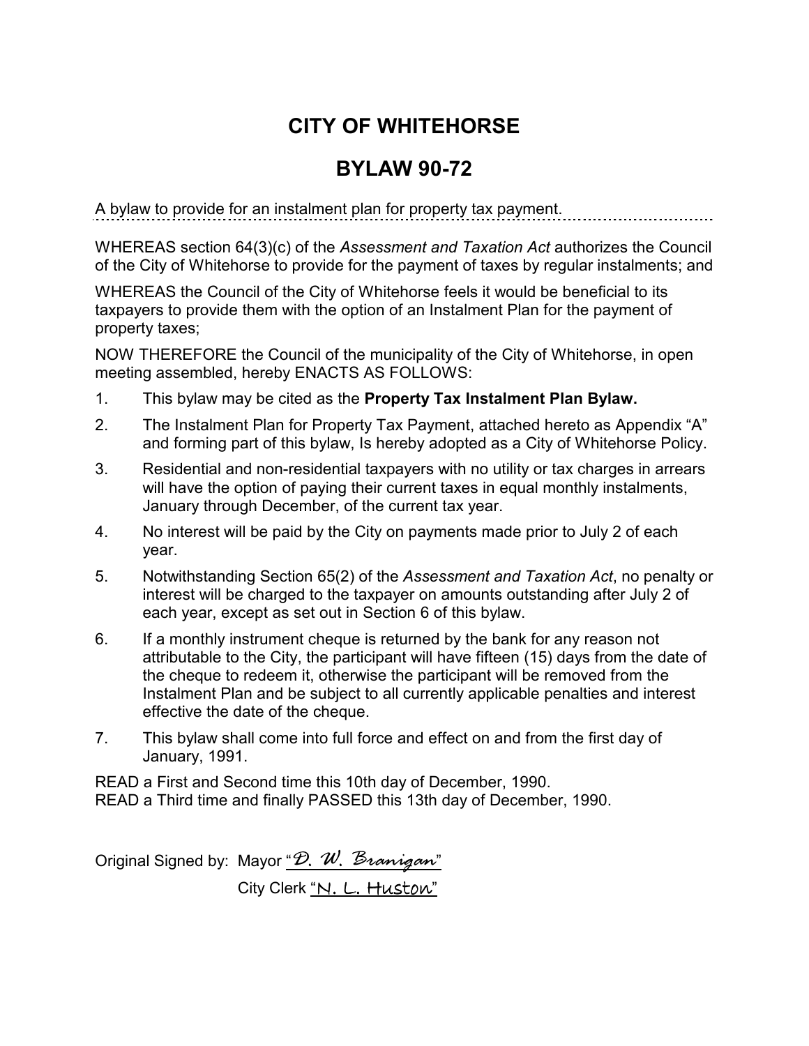# CITY OF WHITEHORSE

# BYLAW 90-72

A bylaw to provide for an instalment plan for property tax payment.

WHEREAS section 64(3)(c) of the *Assessment and Taxation Act* authorizes the Council of the City of Whitehorse to provide for the payment of taxes by regular instalments; and

WHEREAS the Council of the City of Whitehorse feels it would be beneficial to its taxpayers to provide them with the option of an Instalment Plan for the payment of property taxes;

NOW THEREFORE the Council of the municipality of the City of Whitehorse, in open meeting assembled, hereby ENACTS AS FOLLOWS:

1. This bylaw may be cited as the **Property Tax Instalment Plan Bylaw.**
2. The Instalment Plan for Property Tax Payment, attached hereto as Appendix "A" and forming part of this bylaw, Is hereby adopted as a City of Whitehorse Policy.
3. Residential and non-residential taxpayers with no utility or tax charges in arrears will have the option of paying their current taxes in equal monthly instalments, January through December, of the current tax year.
4. No interest will be paid by the City on payments made prior to July 2 of each year.
5. Notwithstanding Section 65(2) of the *Assessment and Taxation Act*, no penalty or interest will be charged to the taxpayer on amounts outstanding after July 2 of each year, except as set out in Section 6 of this bylaw.
6. If a monthly instrument cheque is returned by the bank for any reason not attributable to the City, the participant will have fifteen (15) days from the date of the cheque to redeem it, otherwise the participant will be removed from the Instalment Plan and be subject to all currently applicable penalties and interest effective the date of the cheque.
7. This bylaw shall come into full force and effect on and from the first day of January, 1991.

READ a First and Second time this 10th day of December, 1990.
READ a Third time and finally PASSED this 13th day of December, 1990.

Original Signed by: Mayor "D. W. Branigan"
City Clerk "N. L. Huston"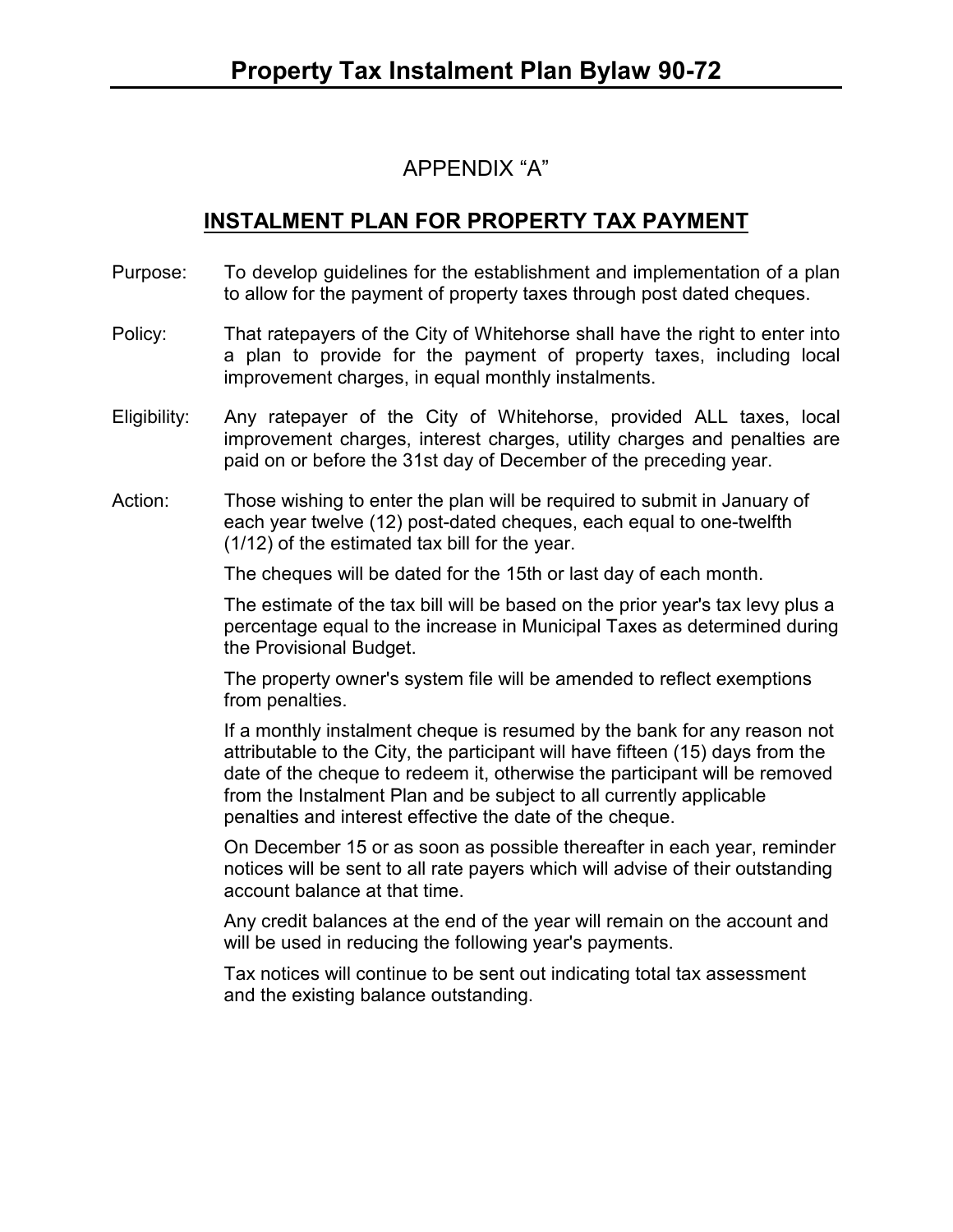## APPENDIX "A"

## INSTALMENT PLAN FOR PROPERTY TAX PAYMENT

Purpose: To develop guidelines for the establishment and implementation of a plan to allow for the payment of property taxes through post dated cheques.

Policy: That ratepayers of the City of Whitehorse shall have the right to enter into a plan to provide for the payment of property taxes, including local improvement charges, in equal monthly instalments.

Eligibility: Any ratepayer of the City of Whitehorse, provided ALL taxes, local improvement charges, interest charges, utility charges and penalties are paid on or before the 31st day of December of the preceding year.

Action: Those wishing to enter the plan will be required to submit in January of each year twelve (12) post-dated cheques, each equal to one-twelfth (1/12) of the estimated tax bill for the year.

The cheques will be dated for the 15th or last day of each month.

The estimate of the tax bill will be based on the prior year's tax levy plus a percentage equal to the increase in Municipal Taxes as determined during the Provisional Budget.

The property owner's system file will be amended to reflect exemptions from penalties.

If a monthly instalment cheque is resumed by the bank for any reason not attributable to the City, the participant will have fifteen (15) days from the date of the cheque to redeem it, otherwise the participant will be removed from the Instalment Plan and be subject to all currently applicable penalties and interest effective the date of the cheque.

On December 15 or as soon as possible thereafter in each year, reminder notices will be sent to all rate payers which will advise of their outstanding account balance at that time.

Any credit balances at the end of the year will remain on the account and will be used in reducing the following year's payments.

Tax notices will continue to be sent out indicating total tax assessment and the existing balance outstanding.